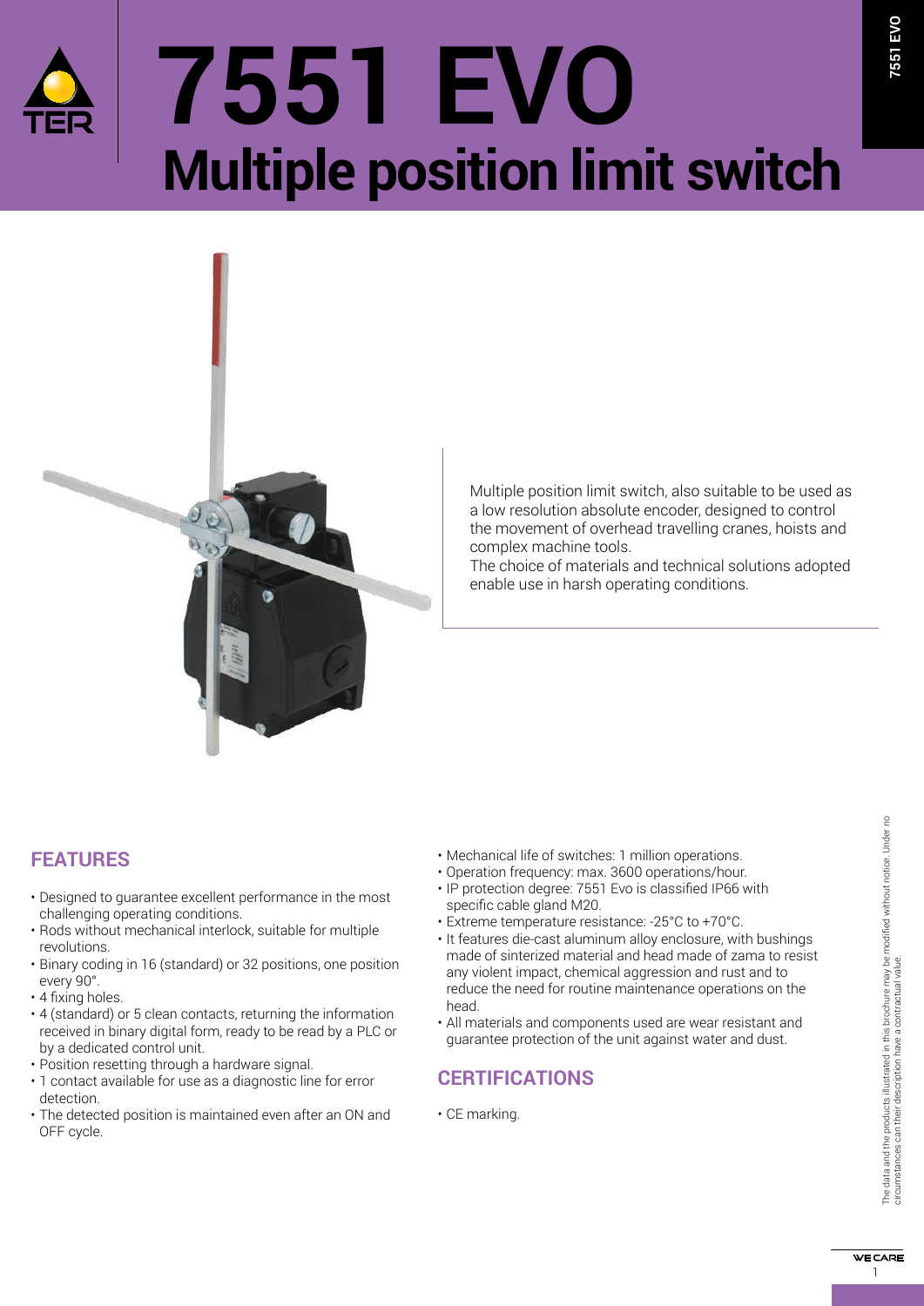# 7551 EVO
## Multiple position limit switch

Multiple position limit switch, also suitable to be used as a low resolution absolute encoder, designed to control the movement of overhead travelling cranes, hoists and complex machine tools.
The choice of materials and technical solutions adopted enable use in harsh operating conditions.

### FEATURES

- Designed to guarantee excellent performance in the most challenging operating conditions.
- Rods without mechanical interlock, suitable for multiple revolutions.
- Binary coding in 16 (standard) or 32 positions, one position every 90°.
- 4 fixing holes.
- 4 (standard) or 5 clean contacts, returning the information received in binary digital form, ready to be read by a PLC or by a dedicated control unit.
- Position resetting through a hardware signal.
- 1 contact available for use as a diagnostic line for error detection.
- The detected position is maintained even after an ON and OFF cycle.
- Mechanical life of switches: 1 million operations.
- Operation frequency: max. 3600 operations/hour.
- IP protection degree: 7551 Evo is classified IP66 with specific cable gland M20.
- Extreme temperature resistance: -25°C to +70°C.
- It features die-cast aluminum alloy enclosure, with bushings made of sinterized material and head made of zama to resist any violent impact, chemical aggression and rust and to reduce the need for routine maintenance operations on the head.
- All materials and components used are wear resistant and guarantee protection of the unit against water and dust.

### CERTIFICATIONS

- CE marking.

The data and the products illustrated in this brochure may be modified without notice. Under no circumstances can their description have a contractual value.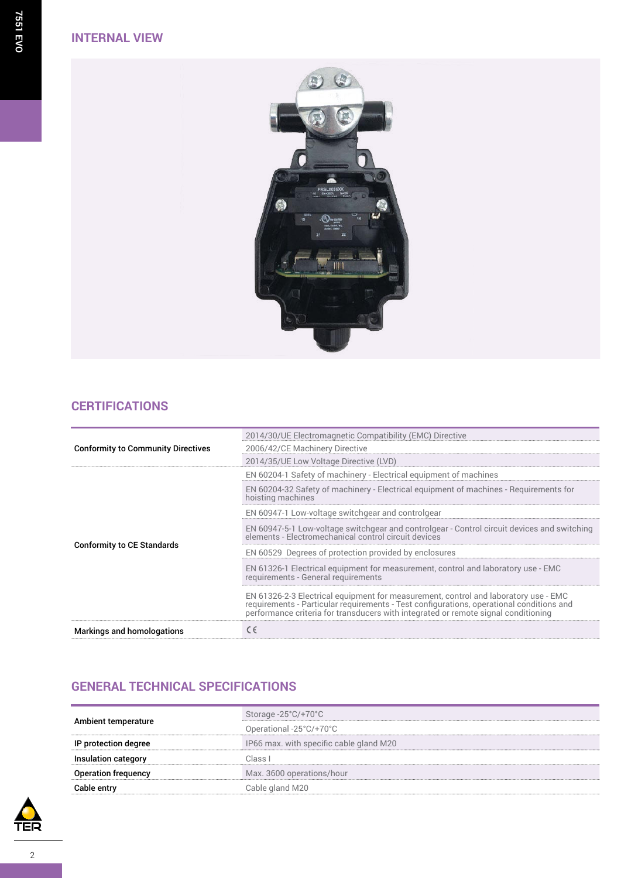## INTERNAL VIEW

## CERTIFICATIONS

| | |
|---|---|
| Conformity to Community Directives | 2014/30/UE Electromagnetic Compatibility (EMC) Directive<br>2006/42/CE Machinery Directive<br>2014/35/UE Low Voltage Directive (LVD) |
| Conformity to CE Standards | EN 60204-1 Safety of machinery - Electrical equipment of machines<br>EN 60204-32 Safety of machinery - Electrical equipment of machines - Requirements for hoisting machines<br>EN 60947-1 Low-voltage switchgear and controlgear<br>EN 60947-5-1 Low-voltage switchgear and controlgear - Control circuit devices and switching elements - Electromechanical control circuit devices<br>EN 60529 Degrees of protection provided by enclosures<br>EN 61326-1 Electrical equipment for measurement, control and laboratory use - EMC requirements - General requirements<br>EN 61326-2-3 Electrical equipment for measurement, control and laboratory use - EMC requirements - Particular requirements - Test configurations, operational conditions and performance criteria for transducers with integrated or remote signal conditioning |
| Markings and homologations | CE |

## GENERAL TECHNICAL SPECIFICATIONS

| | |
|---|---|
| Ambient temperature | Storage -25°C/+70°C<br>Operational -25°C/+70°C |
| IP protection degree | IP66 max. with specific cable gland M20 |
| Insulation category | Class I |
| Operation frequency | Max. 3600 operations/hour |
| Cable entry | Cable gland M20 |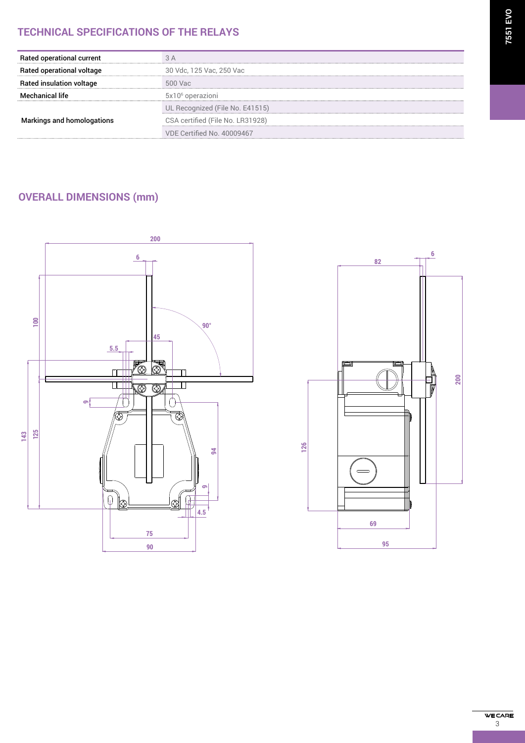## TECHNICAL SPECIFICATIONS OF THE RELAYS

| | |
|---|---|
| Rated operational current | 3 A |
| Rated operational voltage | 30 Vdc, 125 Vac, 250 Vac |
| Rated insulation voltage | 500 Vac |
| Mechanical life | $5x10^6$ operazioni |
| Markings and homologations | UL Recognized (File No. E41515) |
| | CSA certified (File No. LR31928) |
| | VDE Certified No. 40009467 |

## OVERALL DIMENSIONS (mm)

200
6
100
90°
45
5.5
9
143
125
94
9
4.5
75
90

82
6
200
126
69
95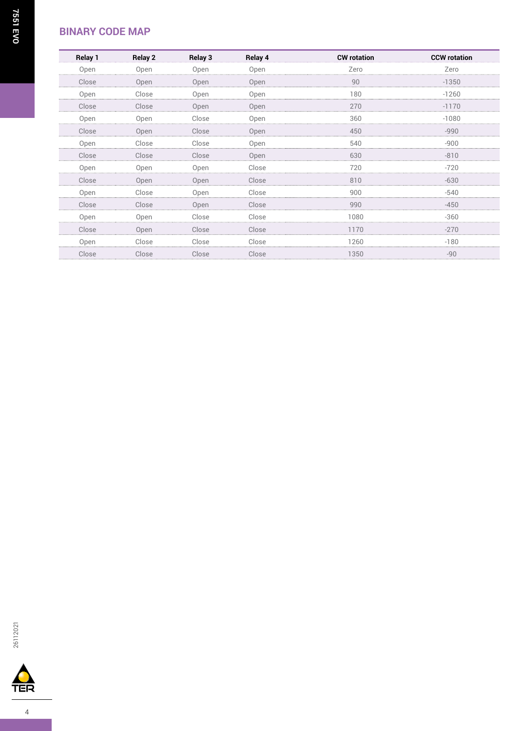## BINARY CODE MAP

| Relay 1 | Relay 2 | Relay 3 | Relay 4 | CW rotation | CCW rotation |
|---|---|---|---|---|---|
| Open | Open | Open | Open | Zero | Zero |
| Close | Open | Open | Open | 90 | -1350 |
| Open | Close | Open | Open | 180 | -1260 |
| Close | Close | Open | Open | 270 | -1170 |
| Open | Open | Close | Open | 360 | -1080 |
| Close | Open | Close | Open | 450 | -990 |
| Open | Close | Close | Open | 540 | -900 |
| Close | Close | Close | Open | 630 | -810 |
| Open | Open | Open | Close | 720 | -720 |
| Close | Open | Open | Close | 810 | -630 |
| Open | Close | Open | Close | 900 | -540 |
| Close | Close | Open | Close | 990 | -450 |
| Open | Open | Close | Close | 1080 | -360 |
| Close | Open | Close | Close | 1170 | -270 |
| Open | Close | Close | Close | 1260 | -180 |
| Close | Close | Close | Close | 1350 | -90 |